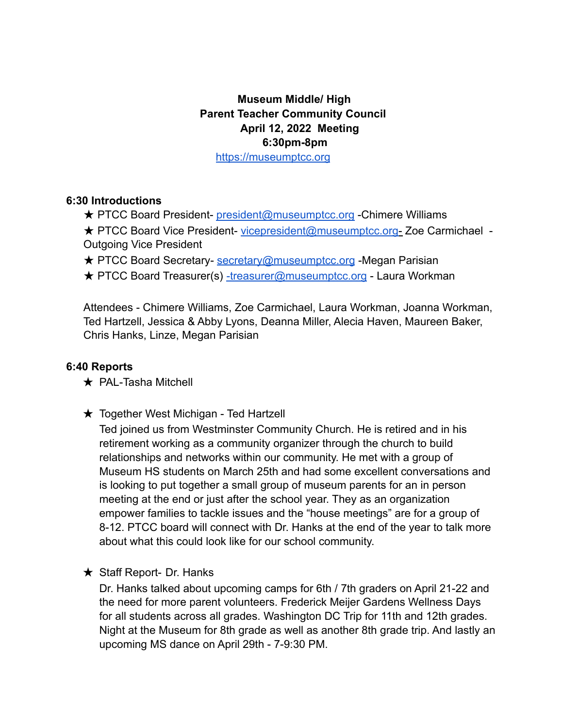**Museum Middle/ High**
**Parent Teacher Community Council**
**April 12, 2022 Meeting**
**6:30pm-8pm**
[https://museumptcc.org](https://museumptcc.org)

**6:30 Introductions**

★ PTCC Board President- president@museumptcc.org -Chimere Williams
★ PTCC Board Vice President- vicepresident@museumptcc.org- Zoe Carmichael - Outgoing Vice President
★ PTCC Board Secretary- secretary@museumptcc.org -Megan Parisian
★ PTCC Board Treasurer(s) -treasurer@museumptcc.org - Laura Workman

Attendees - Chimere Williams, Zoe Carmichael, Laura Workman, Joanna Workman, Ted Hartzell, Jessica & Abby Lyons, Deanna Miller, Alecia Haven, Maureen Baker, Chris Hanks, Linze, Megan Parisian

**6:40 Reports**

- ★ PAL-Tasha Mitchell

- ★ Together West Michigan - Ted Hartzell
  Ted joined us from Westminster Community Church. He is retired and in his retirement working as a community organizer through the church to build relationships and networks within our community. He met with a group of Museum HS students on March 25th and had some excellent conversations and is looking to put together a small group of museum parents for an in person meeting at the end or just after the school year. They as an organization empower families to tackle issues and the "house meetings" are for a group of 8-12. PTCC board will connect with Dr. Hanks at the end of the year to talk more about what this could look like for our school community.

- ★ Staff Report- Dr. Hanks
  Dr. Hanks talked about upcoming camps for 6th / 7th graders on April 21-22 and the need for more parent volunteers. Frederick Meijer Gardens Wellness Days for all students across all grades. Washington DC Trip for 11th and 12th grades. Night at the Museum for 8th grade as well as another 8th grade trip. And lastly an upcoming MS dance on April 29th - 7-9:30 PM.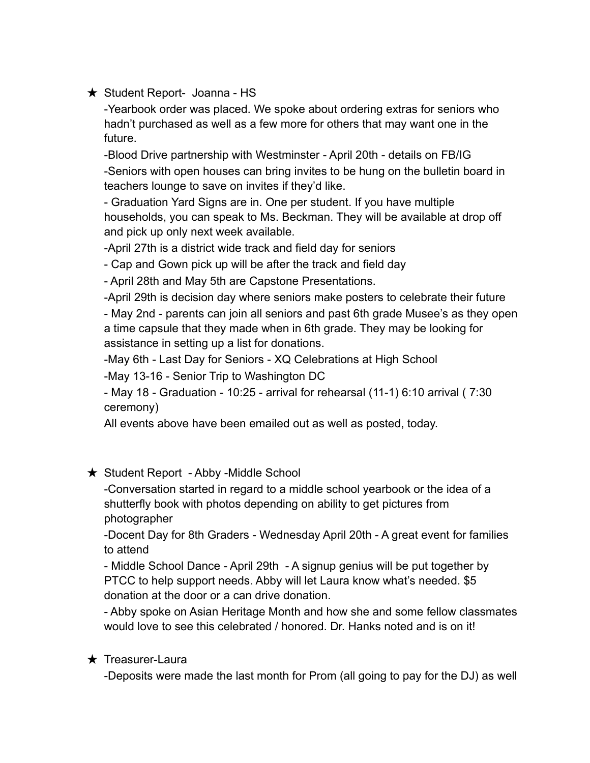- ★ Student Report- Joanna - HS

  -Yearbook order was placed. We spoke about ordering extras for seniors who hadn't purchased as well as a few more for others that may want one in the future.

  -Blood Drive partnership with Westminster - April 20th - details on FB/IG

  -Seniors with open houses can bring invites to be hung on the bulletin board in teachers lounge to save on invites if they'd like.

  - Graduation Yard Signs are in. One per student. If you have multiple households, you can speak to Ms. Beckman. They will be available at drop off and pick up only next week available.

  -April 27th is a district wide track and field day for seniors

  - Cap and Gown pick up will be after the track and field day

  - April 28th and May 5th are Capstone Presentations.

  -April 29th is decision day where seniors make posters to celebrate their future

  - May 2nd - parents can join all seniors and past 6th grade Musee's as they open a time capsule that they made when in 6th grade. They may be looking for assistance in setting up a list for donations.

  -May 6th - Last Day for Seniors - XQ Celebrations at High School

  -May 13-16 - Senior Trip to Washington DC

  - May 18 - Graduation - 10:25 - arrival for rehearsal (11-1) 6:10 arrival ( 7:30 ceremony)

  All events above have been emailed out as well as posted, today.

- ★ Student Report - Abby -Middle School

  -Conversation started in regard to a middle school yearbook or the idea of a shutterfly book with photos depending on ability to get pictures from photographer

  -Docent Day for 8th Graders - Wednesday April 20th - A great event for families to attend

  - Middle School Dance - April 29th - A signup genius will be put together by PTCC to help support needs. Abby will let Laura know what's needed. $5 donation at the door or a can drive donation.

  - Abby spoke on Asian Heritage Month and how she and some fellow classmates would love to see this celebrated / honored. Dr. Hanks noted and is on it!

- ★ Treasurer-Laura

  -Deposits were made the last month for Prom (all going to pay for the DJ) as well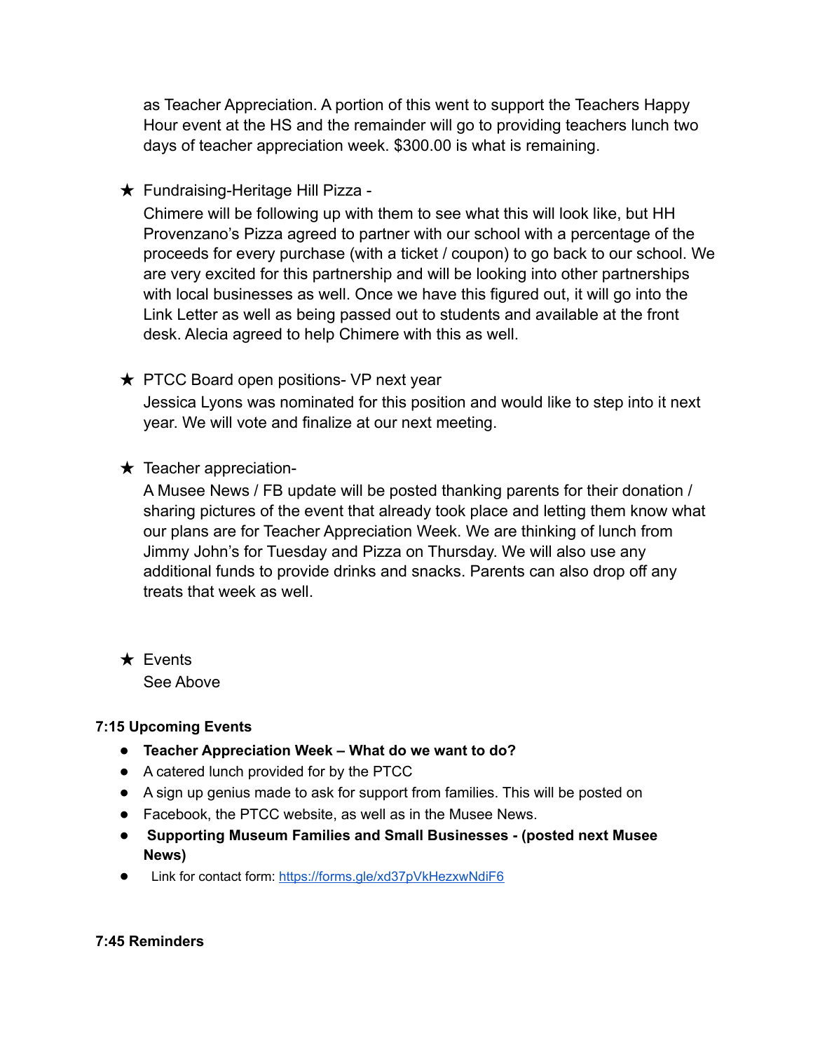as Teacher Appreciation. A portion of this went to support the Teachers Happy Hour event at the HS and the remainder will go to providing teachers lunch two days of teacher appreciation week. $300.00 is what is remaining.

★ Fundraising-Heritage Hill Pizza -
Chimere will be following up with them to see what this will look like, but HH Provenzano's Pizza agreed to partner with our school with a percentage of the proceeds for every purchase (with a ticket / coupon) to go back to our school. We are very excited for this partnership and will be looking into other partnerships with local businesses as well. Once we have this figured out, it will go into the Link Letter as well as being passed out to students and available at the front desk. Alecia agreed to help Chimere with this as well.

★ PTCC Board open positions- VP next year
Jessica Lyons was nominated for this position and would like to step into it next year. We will vote and finalize at our next meeting.

★ Teacher appreciation-
A Musee News / FB update will be posted thanking parents for their donation / sharing pictures of the event that already took place and letting them know what our plans are for Teacher Appreciation Week. We are thinking of lunch from Jimmy John's for Tuesday and Pizza on Thursday. We will also use any additional funds to provide drinks and snacks. Parents can also drop off any treats that week as well.

★ Events
See Above

**7:15 Upcoming Events**

- **Teacher Appreciation Week – What do we want to do?**
- A catered lunch provided for by the PTCC
- A sign up genius made to ask for support from families. This will be posted on
- Facebook, the PTCC website, as well as in the Musee News.
- **Supporting Museum Families and Small Businesses - (posted next Musee News)**
- Link for contact form: [https://forms.gle/xd37pVkHezxwNdiF6](https://forms.gle/xd37pVkHezxwNdiF6)

**7:45 Reminders**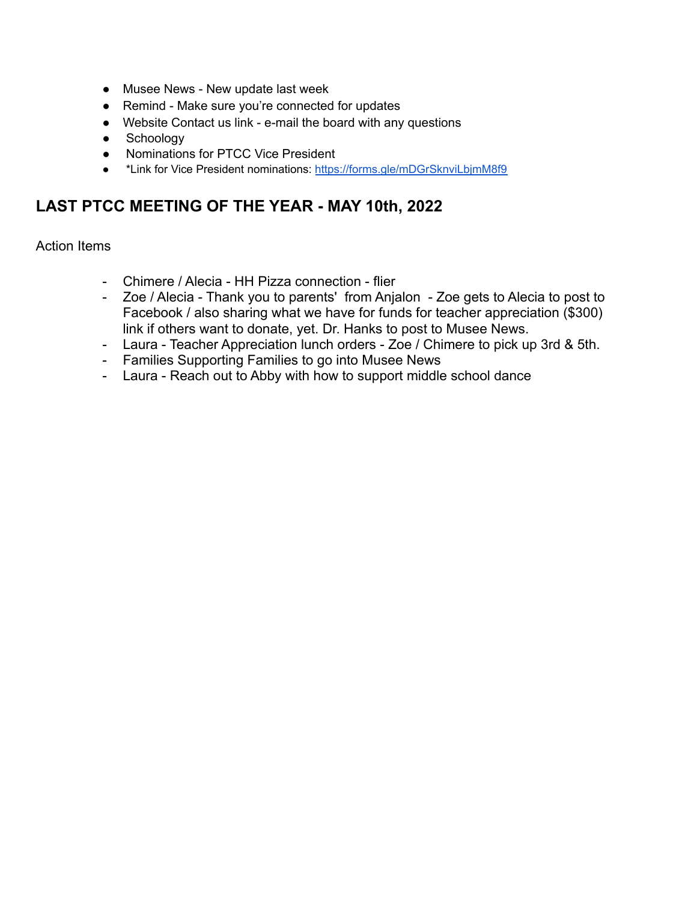- Musee News - New update last week
- Remind - Make sure you're connected for updates
- Website Contact us link - e-mail the board with any questions
- Schoology
- Nominations for PTCC Vice President
- *Link for Vice President nominations: https://forms.gle/mDGrSknviLbjmM8f9

## LAST PTCC MEETING OF THE YEAR - MAY 10th, 2022

Action Items

- Chimere / Alecia - HH Pizza connection - flier
- Zoe / Alecia - Thank you to parents' from Anjalon - Zoe gets to Alecia to post to Facebook / also sharing what we have for funds for teacher appreciation ($300) link if others want to donate, yet. Dr. Hanks to post to Musee News.
- Laura - Teacher Appreciation lunch orders - Zoe / Chimere to pick up 3rd & 5th.
- Families Supporting Families to go into Musee News
- Laura - Reach out to Abby with how to support middle school dance